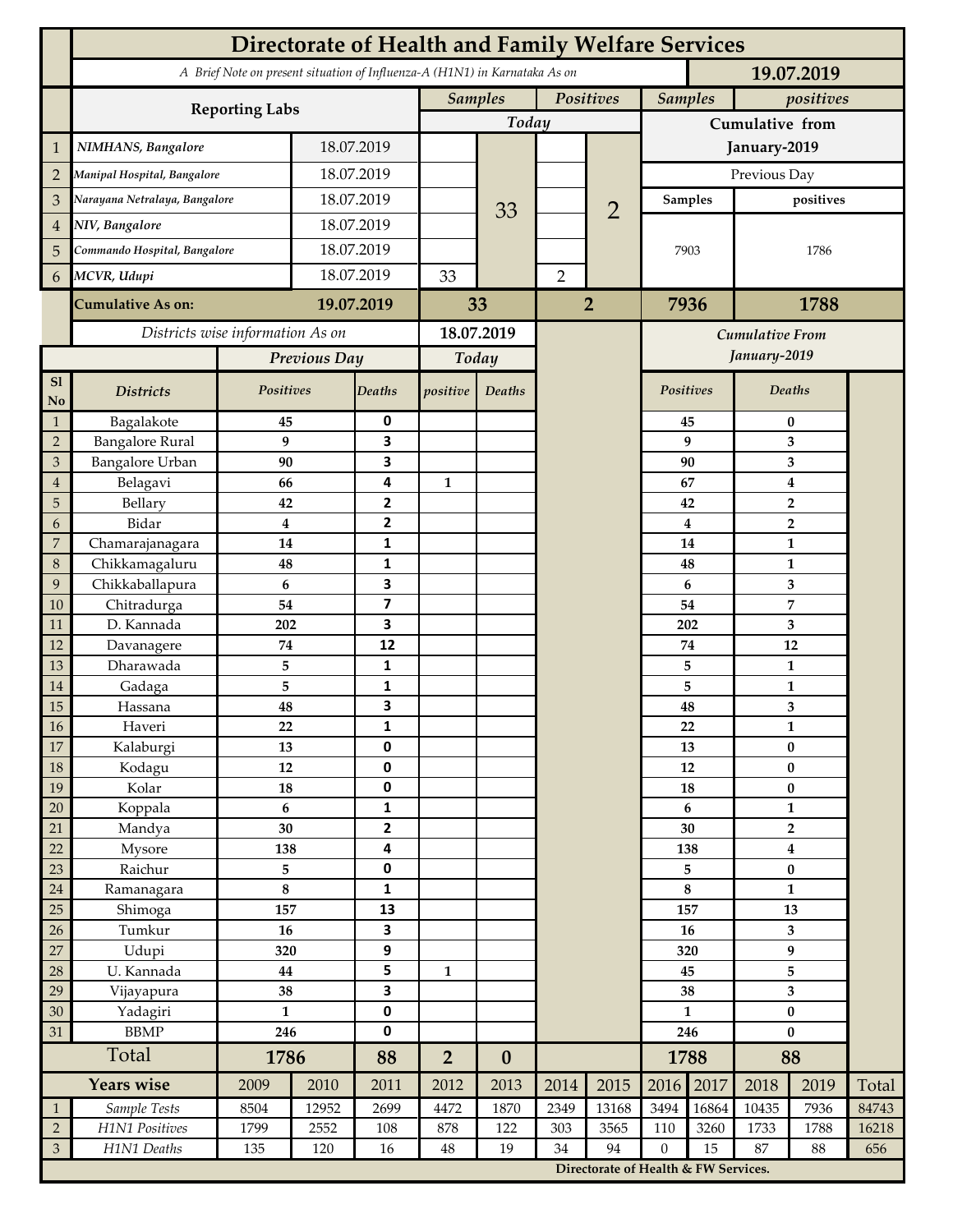# Directorate of Health and Family Welfare Services

*A Brief Note on present situation of Influenza-A (H1N1) in Karnataka As on* **19.07.2019**

| | Reporting Labs | | Samples (Today) | | Positives (Today) | | Samples (Cumulative from January-2019, Previous Day) | positives (Cumulative from January-2019, Previous Day) |
|---|---|---|---|---|---|---|---|---|
| 1 | NIMHANS, Bangalore | 18.07.2019 | | 33 | | 2 | 7903 | 1786 |
| 2 | Manipal Hospital, Bangalore | 18.07.2019 | | | | | | |
| 3 | Narayana Netralaya, Bangalore | 18.07.2019 | | | | | | |
| 4 | NIV, Bangalore | 18.07.2019 | | | | | | |
| 5 | Commando Hospital, Bangalore | 18.07.2019 | | | | | | |
| 6 | MCVR, Udupi | 18.07.2019 | 33 | | 2 | | | |
| | **Cumulative As on:** | **19.07.2019** | **33** | | **2** | | **7936** | **1788** |

*Districts wise information As on* **18.07.2019**

| Sl No | Districts | Previous Day Positives | Previous Day Deaths | Today positive | Today Deaths | Cumulative From January-2019 Positives | Cumulative From January-2019 Deaths |
|---|---|---|---|---|---|---|---|
| 1 | Bagalakote | 45 | 0 | | | 45 | 0 |
| 2 | Bangalore Rural | 9 | 3 | | | 9 | 3 |
| 3 | Bangalore Urban | 90 | 3 | | | 90 | 3 |
| 4 | Belagavi | 66 | 4 | 1 | | 67 | 4 |
| 5 | Bellary | 42 | 2 | | | 42 | 2 |
| 6 | Bidar | 4 | 2 | | | 4 | 2 |
| 7 | Chamarajanagara | 14 | 1 | | | 14 | 1 |
| 8 | Chikkamagaluru | 48 | 1 | | | 48 | 1 |
| 9 | Chikkaballapura | 6 | 3 | | | 6 | 3 |
| 10 | Chitradurga | 54 | 7 | | | 54 | 7 |
| 11 | D. Kannada | 202 | 3 | | | 202 | 3 |
| 12 | Davanagere | 74 | 12 | | | 74 | 12 |
| 13 | Dharawada | 5 | 1 | | | 5 | 1 |
| 14 | Gadaga | 5 | 1 | | | 5 | 1 |
| 15 | Hassana | 48 | 3 | | | 48 | 3 |
| 16 | Haveri | 22 | 1 | | | 22 | 1 |
| 17 | Kalaburgi | 13 | 0 | | | 13 | 0 |
| 18 | Kodagu | 12 | 0 | | | 12 | 0 |
| 19 | Kolar | 18 | 0 | | | 18 | 0 |
| 20 | Koppala | 6 | 1 | | | 6 | 1 |
| 21 | Mandya | 30 | 2 | | | 30 | 2 |
| 22 | Mysore | 138 | 4 | | | 138 | 4 |
| 23 | Raichur | 5 | 0 | | | 5 | 0 |
| 24 | Ramanagara | 8 | 1 | | | 8 | 1 |
| 25 | Shimoga | 157 | 13 | | | 157 | 13 |
| 26 | Tumkur | 16 | 3 | | | 16 | 3 |
| 27 | Udupi | 320 | 9 | | | 320 | 9 |
| 28 | U. Kannada | 44 | 5 | 1 | | 45 | 5 |
| 29 | Vijayapura | 38 | 3 | | | 38 | 3 |
| 30 | Yadagiri | 1 | 0 | | | 1 | 0 |
| 31 | BBMP | 246 | 0 | | | 246 | 0 |
| | **Total** | **1786** | **88** | **2** | **0** | **1788** | **88** |

| | Years wise | 2009 | 2010 | 2011 | 2012 | 2013 | 2014 | 2015 | 2016 | 2017 | 2018 | 2019 | Total |
|---|---|---|---|---|---|---|---|---|---|---|---|---|---|
| 1 | *Sample Tests* | 8504 | 12952 | 2699 | 4472 | 1870 | 2349 | 13168 | 3494 | 16864 | 10435 | 7936 | 84743 |
| 2 | *H1N1 Positives* | 1799 | 2552 | 108 | 878 | 122 | 303 | 3565 | 110 | 3260 | 1733 | 1788 | 16218 |
| 3 | *H1N1 Deaths* | 135 | 120 | 16 | 48 | 19 | 34 | 94 | 0 | 15 | 87 | 88 | 656 |

**Directorate of Health & FW Services.**